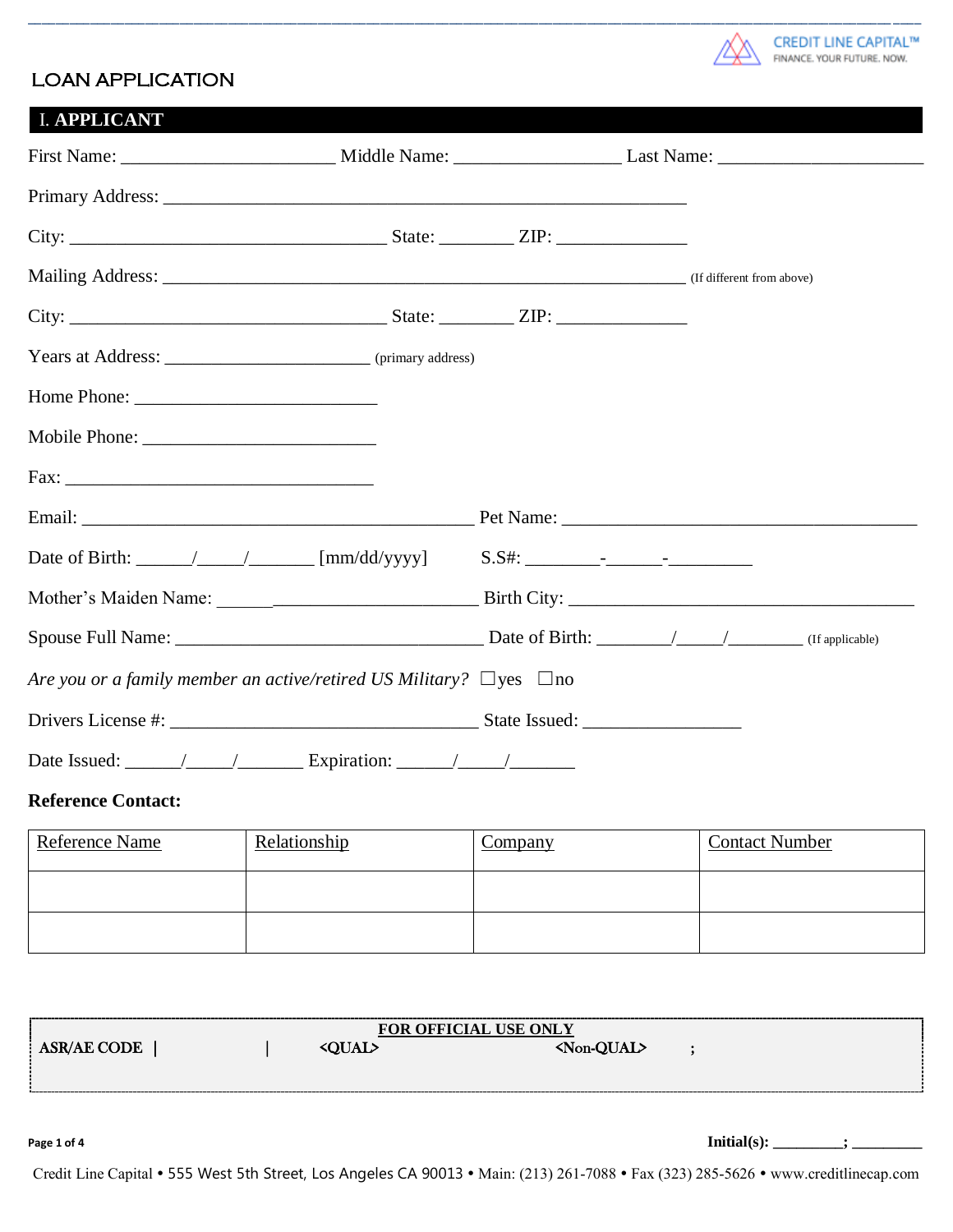CREDIT LINE CAPITAL™
FINANCE. YOUR FUTURE. NOW.

# LOAN APPLICATION

## I. APPLICANT

First Name: ______________________ Middle Name: __________________ Last Name: ______________________

Primary Address: ________________________________________________________

City: __________________________________ State: ________ ZIP: ______________

Mailing Address: ________________________________________________________ (If different from above)

City: __________________________________ State: ________ ZIP: ______________

Years at Address: ______________________ (primary address)

Home Phone: __________________________

Mobile Phone: _________________________

Fax: ________________________________

Email: __________________________________________ Pet Name: _______________________________________

Date of Birth: ______/_____/_______ [mm/dd/yyyy] S.S#: ________-______-_________

Mother's Maiden Name: ___________________________ Birth City: _______________________________________

Spouse Full Name: _________________________________ Date of Birth: ________/_____/________ (If applicable)

*Are you or a family member an active/retired US Military?* ☐yes ☐no

Drivers License #: _________________________________ State Issued: _________________

Date Issued: ______/_____/_______ Expiration: ______/_____/_______

**Reference Contact:**

| Reference Name | Relationship | Company | Contact Number |
|---|---|---|---|
| | | | |
| | | | |

**FOR OFFICIAL USE ONLY**

ASR/AE CODE | | <QUAL> <Non-QUAL> ;

Initial(s): ________; ________

Credit Line Capital • 555 West 5th Street, Los Angeles CA 90013 • Main: (213) 261-7088 • Fax (323) 285-5626 • www.creditlinecap.com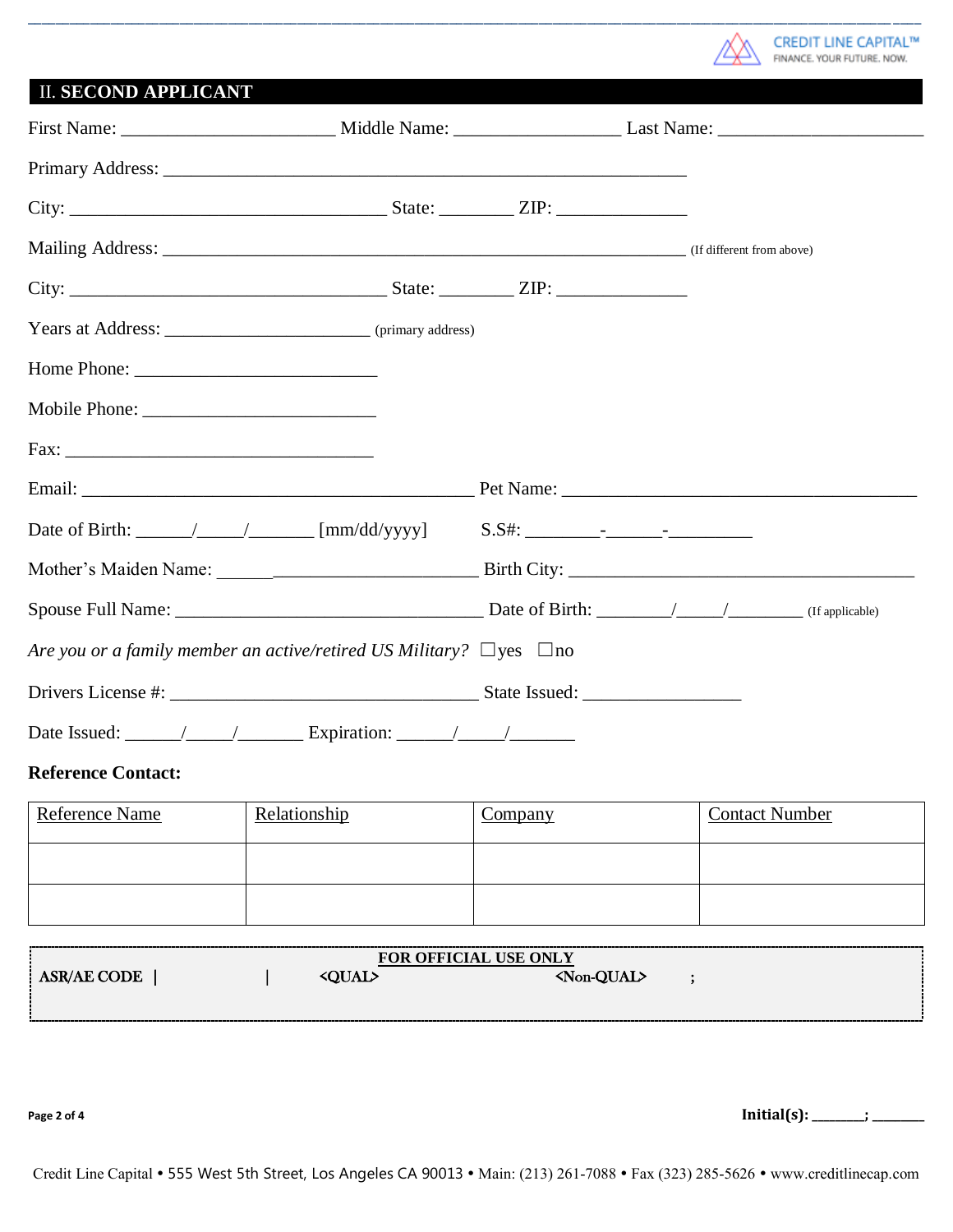## II. SECOND APPLICANT

First Name: ______________________ Middle Name: _________________ Last Name: ______________________

Primary Address: _______________________________________________________

City: __________________________________ State: ________ ZIP: ______________

Mailing Address: _______________________________________________________ (If different from above)

City: __________________________________ State: ________ ZIP: ______________

Years at Address: ______________________ (primary address)

Home Phone: __________________________

Mobile Phone: _________________________

Fax: _________________________________

Email: __________________________________________ Pet Name: ______________________________________

Date of Birth: ______/_____/_______ [mm/dd/yyyy] S.S#: ________-______-_________

Mother's Maiden Name: ______________________________ Birth City: ______________________________________

Spouse Full Name: __________________________________ Date of Birth: ________/_____/________ (If applicable)

*Are you or a family member an active/retired US Military?* ☐yes ☐no

Drivers License #: __________________________________ State Issued: _________________

Date Issued: ______/_____/_______ Expiration: ______/_____/_______

**Reference Contact:**

| Reference Name | Relationship | Company | Contact Number |
|---|---|---|---|
| | | | |
| | | | |

**FOR OFFICIAL USE ONLY**

**ASR/AE CODE | | <QUAL> <Non-QUAL> ;**

**Initial(s): _______; _______**

Credit Line Capital • 555 West 5th Street, Los Angeles CA 90013 • Main: (213) 261-7088 • Fax (323) 285-5626 • www.creditlinecap.com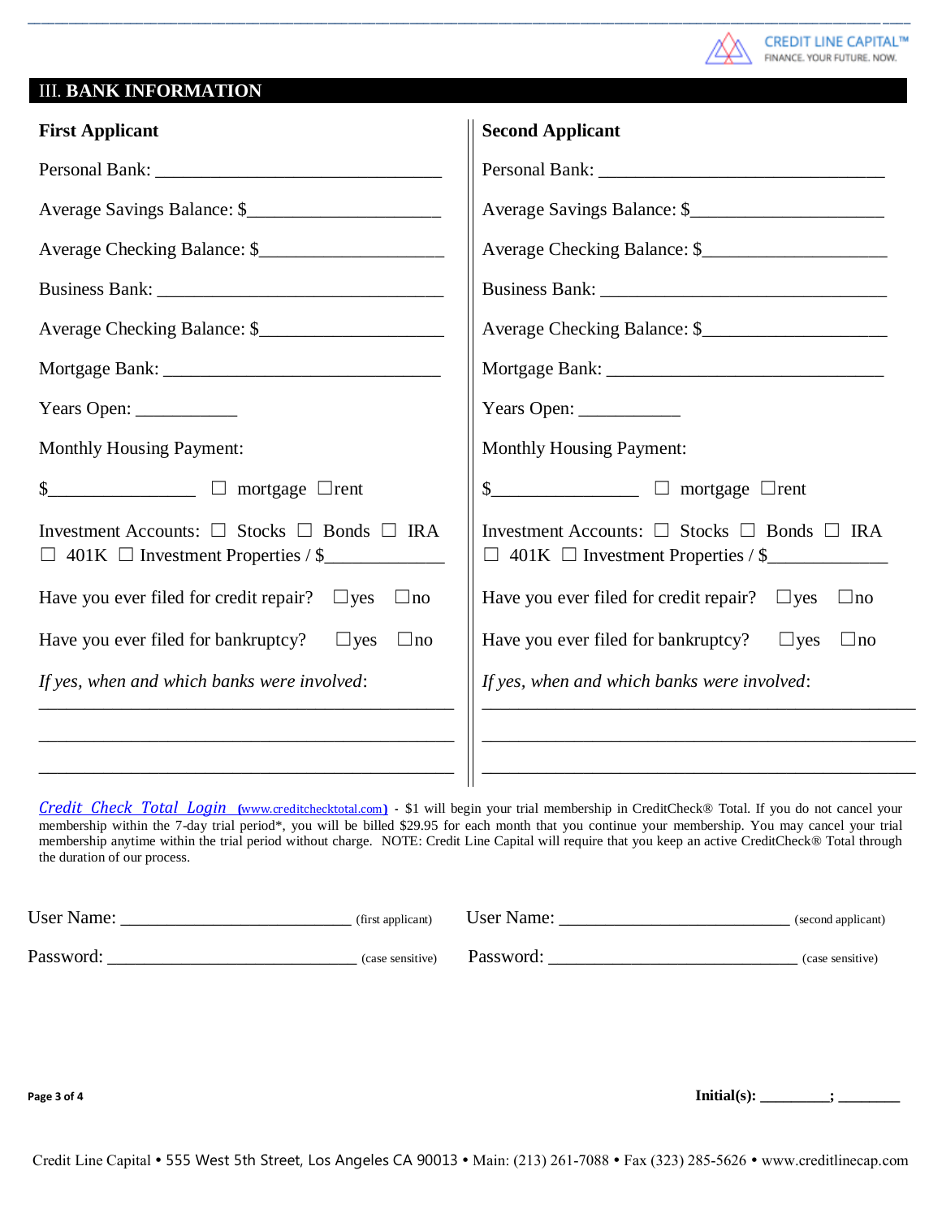## III. BANK INFORMATION

### First Applicant

Personal Bank: ______________________________

Average Savings Balance: $____________________

Average Checking Balance: $___________________

Business Bank: ______________________________

Average Checking Balance: $___________________

Mortgage Bank: ______________________________

Years Open: ___________

Monthly Housing Payment:

$_______________ ☐ mortgage ☐rent

Investment Accounts: ☐ Stocks ☐ Bonds ☐ IRA ☐ 401K ☐ Investment Properties / $____________

Have you ever filed for credit repair? ☐yes ☐no

Have you ever filed for bankruptcy? ☐yes ☐no

*If yes, when and which banks were involved*:

_____________________________________________

_____________________________________________

_____________________________________________

### Second Applicant

Personal Bank: ______________________________

Average Savings Balance: $____________________

Average Checking Balance: $___________________

Business Bank: ______________________________

Average Checking Balance: $___________________

Mortgage Bank: ______________________________

Years Open: ___________

Monthly Housing Payment:

$_______________ ☐ mortgage ☐rent

Investment Accounts: ☐ Stocks ☐ Bonds ☐ IRA ☐ 401K ☐ Investment Properties / $____________

Have you ever filed for credit repair? ☐yes ☐no

Have you ever filed for bankruptcy? ☐yes ☐no

*If yes, when and which banks were involved*:

_____________________________________________

_____________________________________________

_____________________________________________

*Credit Check Total Login* (www.creditchecktotal.com) - $1 will begin your trial membership in CreditCheck® Total. If you do not cancel your membership within the 7-day trial period*, you will be billed $29.95 for each month that you continue your membership. You may cancel your trial membership anytime within the trial period without charge. NOTE: Credit Line Capital will require that you keep an active CreditCheck® Total through the duration of our process.

User Name: _________________________ (first applicant)

Password: ___________________________ (case sensitive)

User Name: _________________________ (second applicant)

Password: ___________________________ (case sensitive)

**Initial(s):** _________; ________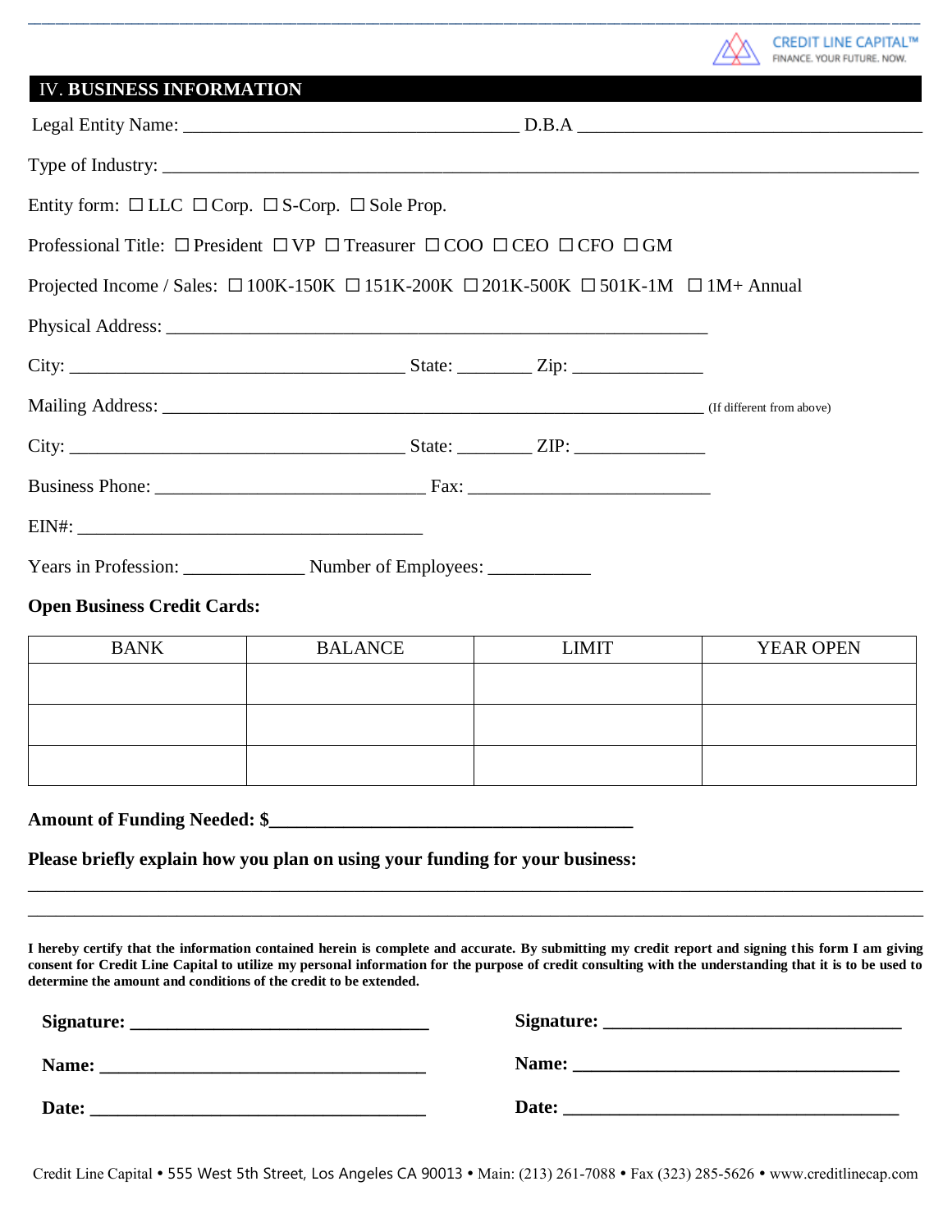## IV. BUSINESS INFORMATION

Legal Entity Name: ___________________________________ D.B.A ____________________________________

Type of Industry: ________________________________________________________________________________

Entity form: ☐ LLC ☐ Corp. ☐ S-Corp. ☐ Sole Prop.

Professional Title: ☐ President ☐ VP ☐ Treasurer ☐ COO ☐ CEO ☐ CFO ☐ GM

Projected Income / Sales: ☐ 100K-150K ☐ 151K-200K ☐ 201K-500K ☐ 501K-1M ☐ 1M+ Annual

Physical Address: ___________________________________________________________

City: _____________________________________ State: ________ Zip: ______________

Mailing Address: ____________________________________________________________ (If different from above)

City: _____________________________________ State: ________ ZIP: ______________

Business Phone: ______________________________ Fax: ___________________________

EIN#: ______________________________________

Years in Profession: _____________ Number of Employees: ___________

**Open Business Credit Cards:**

| BANK | BALANCE | LIMIT | YEAR OPEN |
|---|---|---|---|
| | | | |
| | | | |
| | | | |

**Amount of Funding Needed: $________________________________________**

**Please briefly explain how you plan on using your funding for your business:**

____________________________________________________________________________________________________

____________________________________________________________________________________________________

**I hereby certify that the information contained herein is complete and accurate. By submitting my credit report and signing this form I am giving consent for Credit Line Capital to utilize my personal information for the purpose of credit consulting with the understanding that it is to be used to determine the amount and conditions of the credit to be extended.**

**Signature: _________________________________**

**Name: ____________________________________**

**Date: _____________________________________**

**Signature: _________________________________**

**Name: ____________________________________**

**Date: _____________________________________**

Credit Line Capital • 555 West 5th Street, Los Angeles CA 90013 • Main: (213) 261-7088 • Fax (323) 285-5626 • www.creditlinecap.com